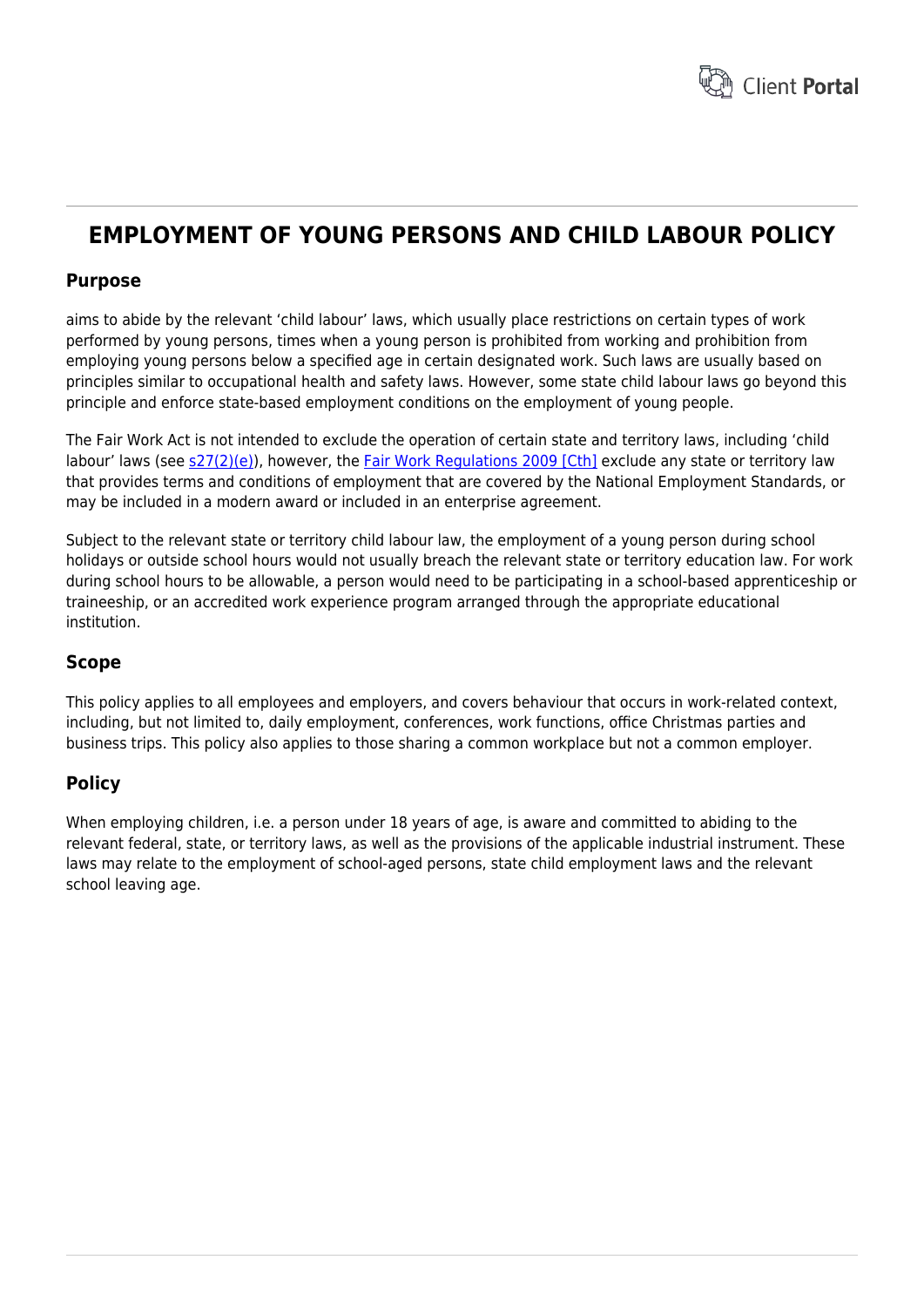# EMPLOYMENT OF YOUNG PERSONS AND CHILD LABOUR POLICY

## Purpose

aims to abide by the relevant 'child labour' laws, which usually place restrictions on certain types of work performed by young persons, times when a young person is prohibited from working and prohibition from employing young persons below a specified age in certain designated work. Such laws are usually based on principles similar to occupational health and safety laws. However, some state child labour laws go beyond this principle and enforce state-based employment conditions on the employment of young people.

The Fair Work Act is not intended to exclude the operation of certain state and territory laws, including 'child labour' laws (see s27(2)(e)), however, the Fair Work Regulations 2009 [Cth] exclude any state or territory law that provides terms and conditions of employment that are covered by the National Employment Standards, or may be included in a modern award or included in an enterprise agreement.

Subject to the relevant state or territory child labour law, the employment of a young person during school holidays or outside school hours would not usually breach the relevant state or territory education law. For work during school hours to be allowable, a person would need to be participating in a school-based apprenticeship or traineeship, or an accredited work experience program arranged through the appropriate educational institution.

## Scope

This policy applies to all employees and employers, and covers behaviour that occurs in work-related context, including, but not limited to, daily employment, conferences, work functions, office Christmas parties and business trips. This policy also applies to those sharing a common workplace but not a common employer.

## Policy

When employing children, i.e. a person under 18 years of age, is aware and committed to abiding to the relevant federal, state, or territory laws, as well as the provisions of the applicable industrial instrument. These laws may relate to the employment of school-aged persons, state child employment laws and the relevant school leaving age.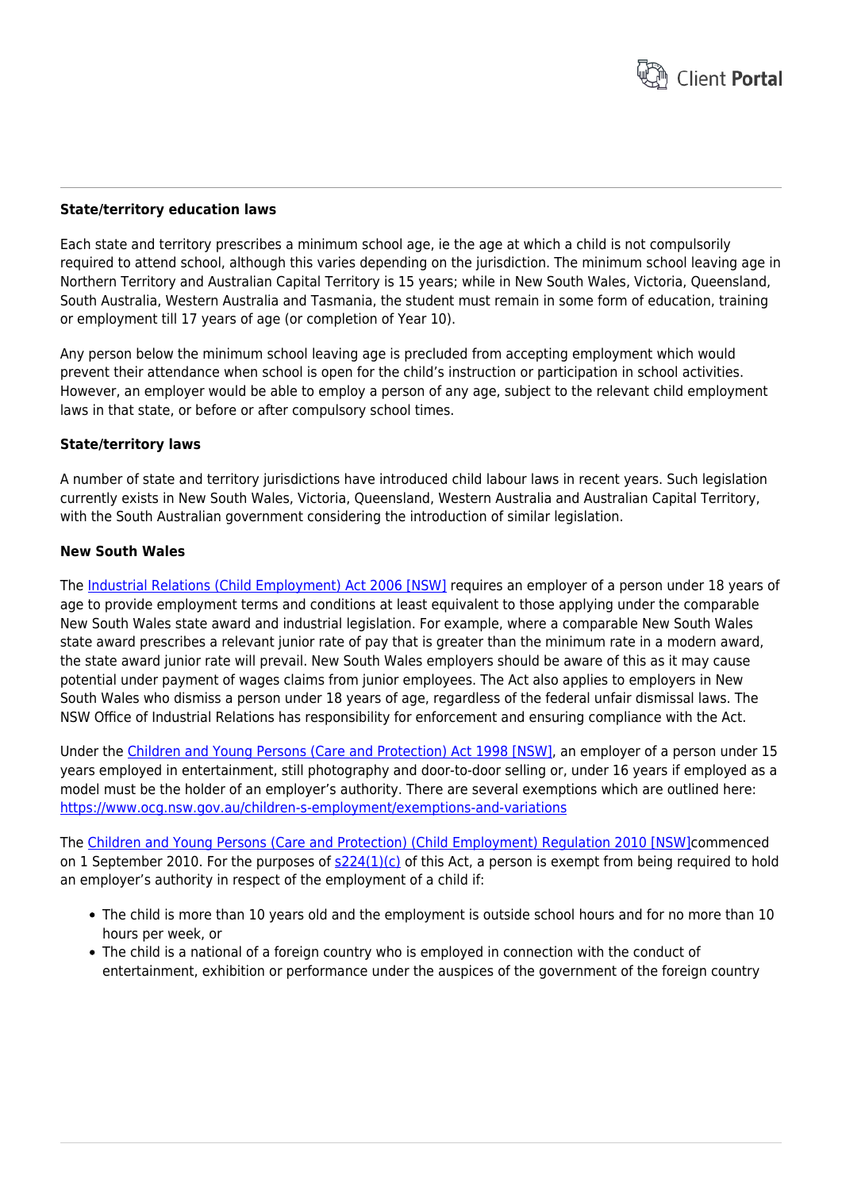**State/territory education laws**

Each state and territory prescribes a minimum school age, ie the age at which a child is not compulsorily required to attend school, although this varies depending on the jurisdiction. The minimum school leaving age in Northern Territory and Australian Capital Territory is 15 years; while in New South Wales, Victoria, Queensland, South Australia, Western Australia and Tasmania, the student must remain in some form of education, training or employment till 17 years of age (or completion of Year 10).

Any person below the minimum school leaving age is precluded from accepting employment which would prevent their attendance when school is open for the child's instruction or participation in school activities. However, an employer would be able to employ a person of any age, subject to the relevant child employment laws in that state, or before or after compulsory school times.

**State/territory laws**

A number of state and territory jurisdictions have introduced child labour laws in recent years. Such legislation currently exists in New South Wales, Victoria, Queensland, Western Australia and Australian Capital Territory, with the South Australian government considering the introduction of similar legislation.

**New South Wales**

The Industrial Relations (Child Employment) Act 2006 [NSW] requires an employer of a person under 18 years of age to provide employment terms and conditions at least equivalent to those applying under the comparable New South Wales state award and industrial legislation. For example, where a comparable New South Wales state award prescribes a relevant junior rate of pay that is greater than the minimum rate in a modern award, the state award junior rate will prevail. New South Wales employers should be aware of this as it may cause potential under payment of wages claims from junior employees. The Act also applies to employers in New South Wales who dismiss a person under 18 years of age, regardless of the federal unfair dismissal laws. The NSW Office of Industrial Relations has responsibility for enforcement and ensuring compliance with the Act.

Under the Children and Young Persons (Care and Protection) Act 1998 [NSW], an employer of a person under 15 years employed in entertainment, still photography and door-to-door selling or, under 16 years if employed as a model must be the holder of an employer's authority. There are several exemptions which are outlined here: https://www.ocg.nsw.gov.au/children-s-employment/exemptions-and-variations

The Children and Young Persons (Care and Protection) (Child Employment) Regulation 2010 [NSW]commenced on 1 September 2010. For the purposes of s224(1)(c) of this Act, a person is exempt from being required to hold an employer's authority in respect of the employment of a child if:

- The child is more than 10 years old and the employment is outside school hours and for no more than 10 hours per week, or
- The child is a national of a foreign country who is employed in connection with the conduct of entertainment, exhibition or performance under the auspices of the government of the foreign country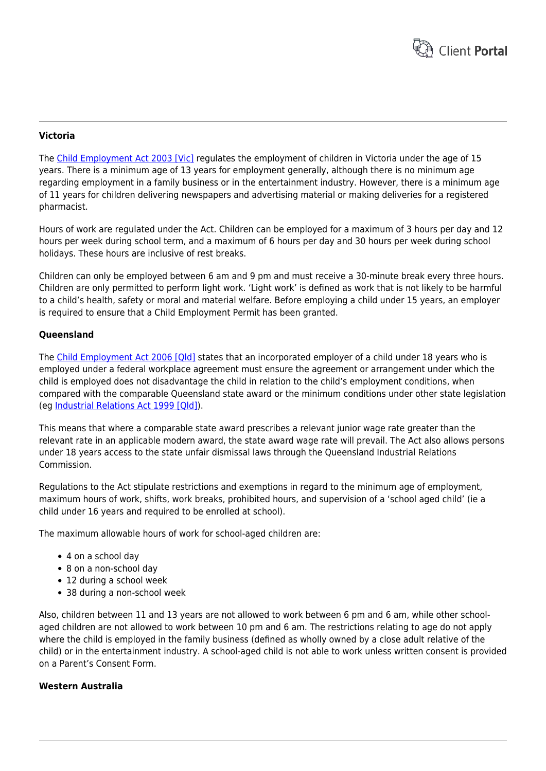**Victoria**

The [Child Employment Act 2003 [Vic]] regulates the employment of children in Victoria under the age of 15 years. There is a minimum age of 13 years for employment generally, although there is no minimum age regarding employment in a family business or in the entertainment industry. However, there is a minimum age of 11 years for children delivering newspapers and advertising material or making deliveries for a registered pharmacist.

Hours of work are regulated under the Act. Children can be employed for a maximum of 3 hours per day and 12 hours per week during school term, and a maximum of 6 hours per day and 30 hours per week during school holidays. These hours are inclusive of rest breaks.

Children can only be employed between 6 am and 9 pm and must receive a 30-minute break every three hours. Children are only permitted to perform light work. 'Light work' is defined as work that is not likely to be harmful to a child's health, safety or moral and material welfare. Before employing a child under 15 years, an employer is required to ensure that a Child Employment Permit has been granted.

**Queensland**

The [Child Employment Act 2006 [Qld]] states that an incorporated employer of a child under 18 years who is employed under a federal workplace agreement must ensure the agreement or arrangement under which the child is employed does not disadvantage the child in relation to the child's employment conditions, when compared with the comparable Queensland state award or the minimum conditions under other state legislation (eg [Industrial Relations Act 1999 [Qld]]).

This means that where a comparable state award prescribes a relevant junior wage rate greater than the relevant rate in an applicable modern award, the state award wage rate will prevail. The Act also allows persons under 18 years access to the state unfair dismissal laws through the Queensland Industrial Relations Commission.

Regulations to the Act stipulate restrictions and exemptions in regard to the minimum age of employment, maximum hours of work, shifts, work breaks, prohibited hours, and supervision of a 'school aged child' (ie a child under 16 years and required to be enrolled at school).

The maximum allowable hours of work for school-aged children are:

- 4 on a school day
- 8 on a non-school day
- 12 during a school week
- 38 during a non-school week

Also, children between 11 and 13 years are not allowed to work between 6 pm and 6 am, while other school-aged children are not allowed to work between 10 pm and 6 am. The restrictions relating to age do not apply where the child is employed in the family business (defined as wholly owned by a close adult relative of the child) or in the entertainment industry. A school-aged child is not able to work unless written consent is provided on a Parent's Consent Form.

**Western Australia**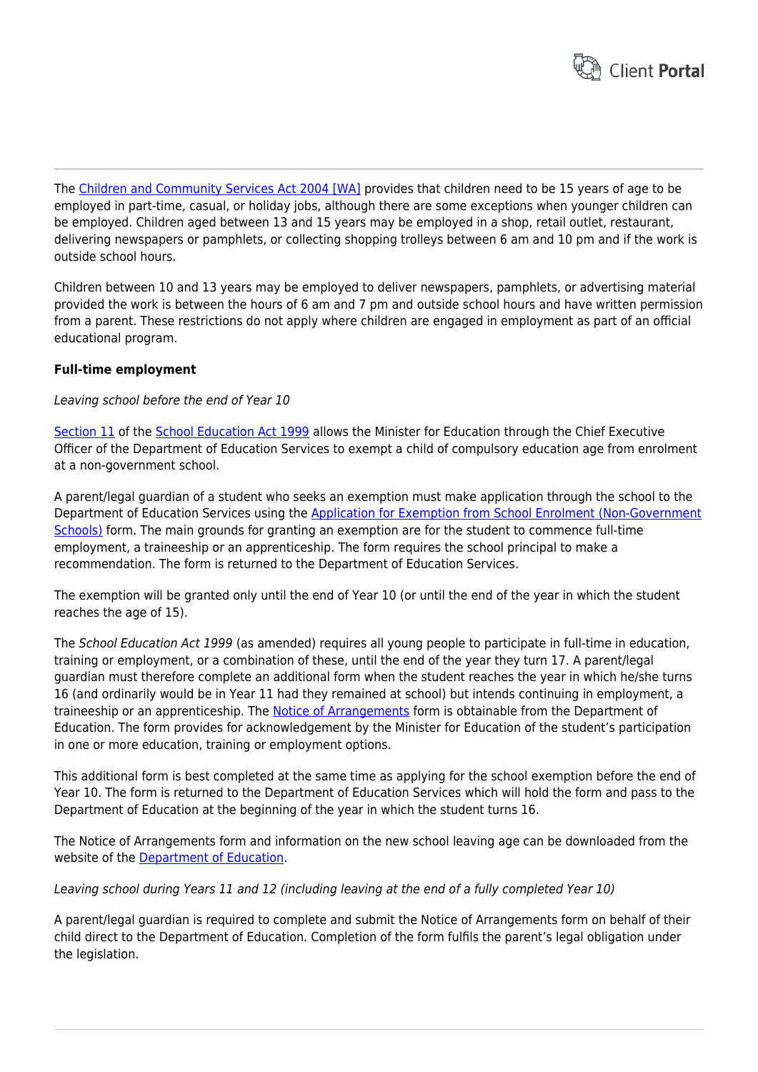The [Children and Community Services Act 2004 [WA]]() provides that children need to be 15 years of age to be employed in part-time, casual, or holiday jobs, although there are some exceptions when younger children can be employed. Children aged between 13 and 15 years may be employed in a shop, retail outlet, restaurant, delivering newspapers or pamphlets, or collecting shopping trolleys between 6 am and 10 pm and if the work is outside school hours.

Children between 10 and 13 years may be employed to deliver newspapers, pamphlets, or advertising material provided the work is between the hours of 6 am and 7 pm and outside school hours and have written permission from a parent. These restrictions do not apply where children are engaged in employment as part of an official educational program.

**Full-time employment**

*Leaving school before the end of Year 10*

[Section 11]() of the [School Education Act 1999]() allows the Minister for Education through the Chief Executive Officer of the Department of Education Services to exempt a child of compulsory education age from enrolment at a non-government school.

A parent/legal guardian of a student who seeks an exemption must make application through the school to the Department of Education Services using the [Application for Exemption from School Enrolment (Non-Government Schools)]() form. The main grounds for granting an exemption are for the student to commence full-time employment, a traineeship or an apprenticeship. The form requires the school principal to make a recommendation. The form is returned to the Department of Education Services.

The exemption will be granted only until the end of Year 10 (or until the end of the year in which the student reaches the age of 15).

The *School Education Act 1999* (as amended) requires all young people to participate in full-time in education, training or employment, or a combination of these, until the end of the year they turn 17. A parent/legal guardian must therefore complete an additional form when the student reaches the year in which he/she turns 16 (and ordinarily would be in Year 11 had they remained at school) but intends continuing in employment, a traineeship or an apprenticeship. The [Notice of Arrangements]() form is obtainable from the Department of Education. The form provides for acknowledgement by the Minister for Education of the student's participation in one or more education, training or employment options.

This additional form is best completed at the same time as applying for the school exemption before the end of Year 10. The form is returned to the Department of Education Services which will hold the form and pass to the Department of Education at the beginning of the year in which the student turns 16.

The Notice of Arrangements form and information on the new school leaving age can be downloaded from the website of the [Department of Education]().

*Leaving school during Years 11 and 12 (including leaving at the end of a fully completed Year 10)*

A parent/legal guardian is required to complete and submit the Notice of Arrangements form on behalf of their child direct to the Department of Education. Completion of the form fulfils the parent's legal obligation under the legislation.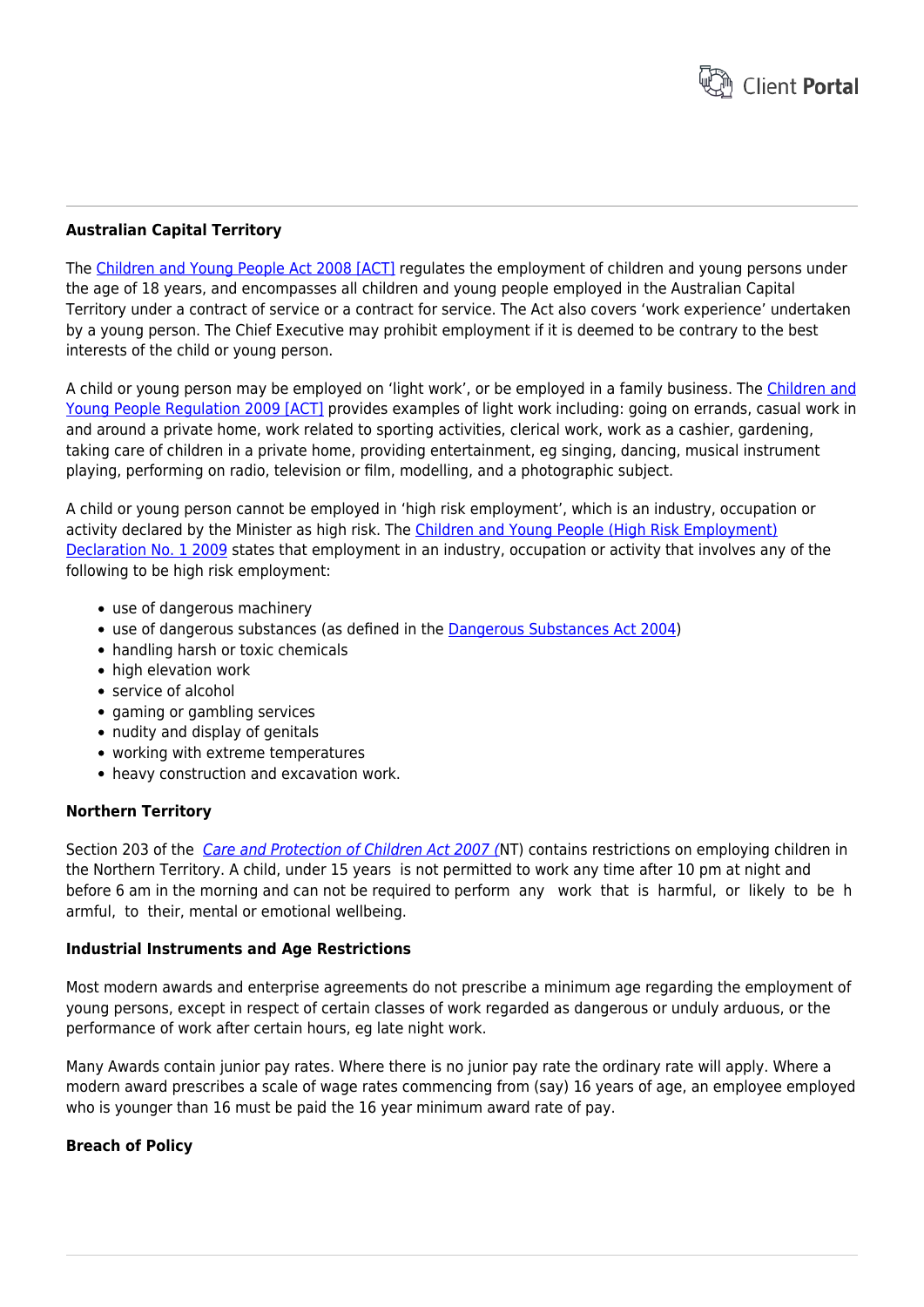### Australian Capital Territory

The Children and Young People Act 2008 [ACT] regulates the employment of children and young persons under the age of 18 years, and encompasses all children and young people employed in the Australian Capital Territory under a contract of service or a contract for service. The Act also covers 'work experience' undertaken by a young person. The Chief Executive may prohibit employment if it is deemed to be contrary to the best interests of the child or young person.

A child or young person may be employed on 'light work', or be employed in a family business. The Children and Young People Regulation 2009 [ACT] provides examples of light work including: going on errands, casual work in and around a private home, work related to sporting activities, clerical work, work as a cashier, gardening, taking care of children in a private home, providing entertainment, eg singing, dancing, musical instrument playing, performing on radio, television or film, modelling, and a photographic subject.

A child or young person cannot be employed in 'high risk employment', which is an industry, occupation or activity declared by the Minister as high risk. The Children and Young People (High Risk Employment) Declaration No. 1 2009 states that employment in an industry, occupation or activity that involves any of the following to be high risk employment:

- use of dangerous machinery
- use of dangerous substances (as defined in the Dangerous Substances Act 2004)
- handling harsh or toxic chemicals
- high elevation work
- service of alcohol
- gaming or gambling services
- nudity and display of genitals
- working with extreme temperatures
- heavy construction and excavation work.

### Northern Territory

Section 203 of the *Care and Protection of Children Act 2007 (*NT) contains restrictions on employing children in the Northern Territory. A child, under 15 years is not permitted to work any time after 10 pm at night and before 6 am in the morning and can not be required to perform any work that is harmful, or likely to be harmful, to their, mental or emotional wellbeing.

### Industrial Instruments and Age Restrictions

Most modern awards and enterprise agreements do not prescribe a minimum age regarding the employment of young persons, except in respect of certain classes of work regarded as dangerous or unduly arduous, or the performance of work after certain hours, eg late night work.

Many Awards contain junior pay rates. Where there is no junior pay rate the ordinary rate will apply. Where a modern award prescribes a scale of wage rates commencing from (say) 16 years of age, an employee employed who is younger than 16 must be paid the 16 year minimum award rate of pay.

### Breach of Policy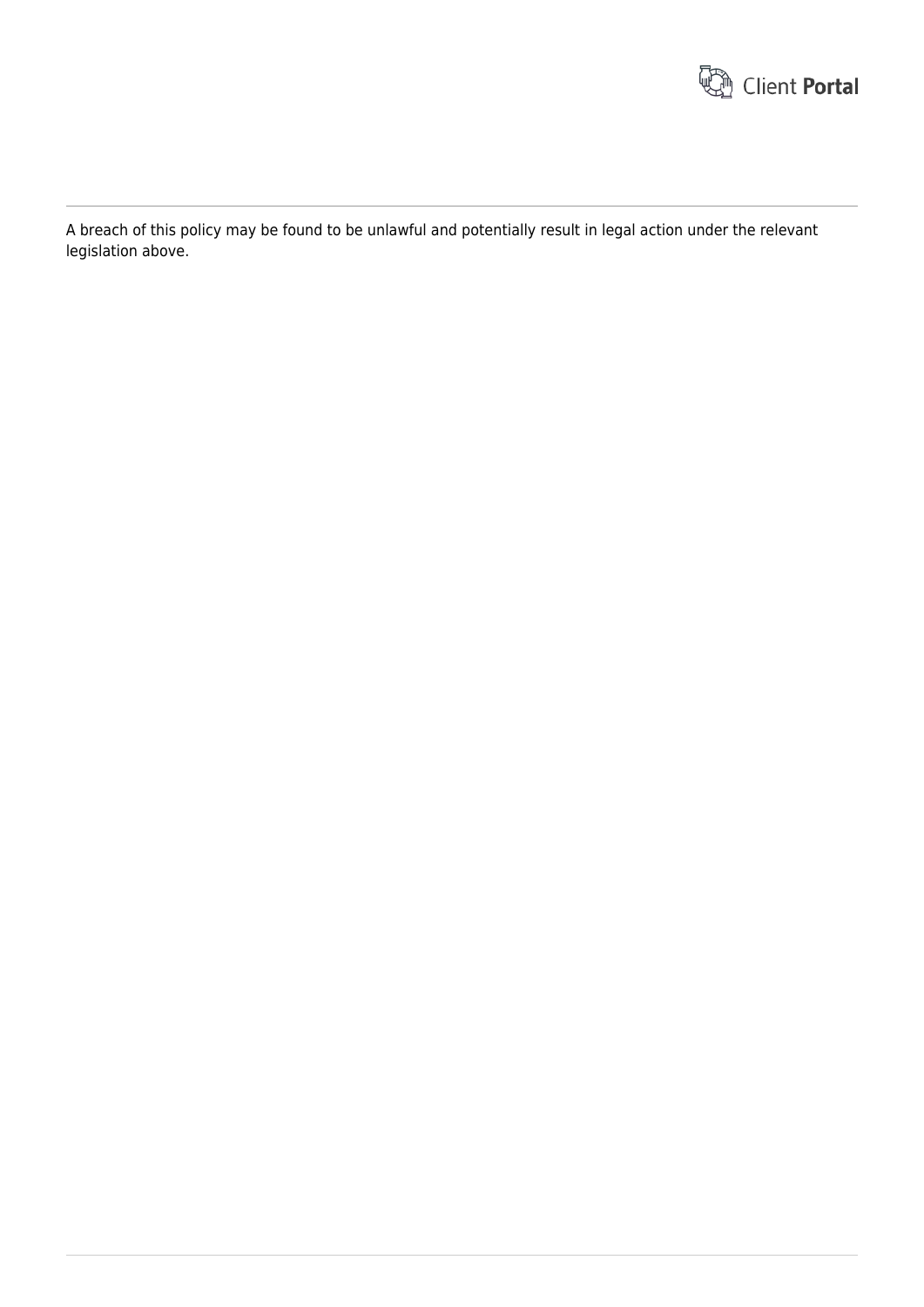A breach of this policy may be found to be unlawful and potentially result in legal action under the relevant legislation above.